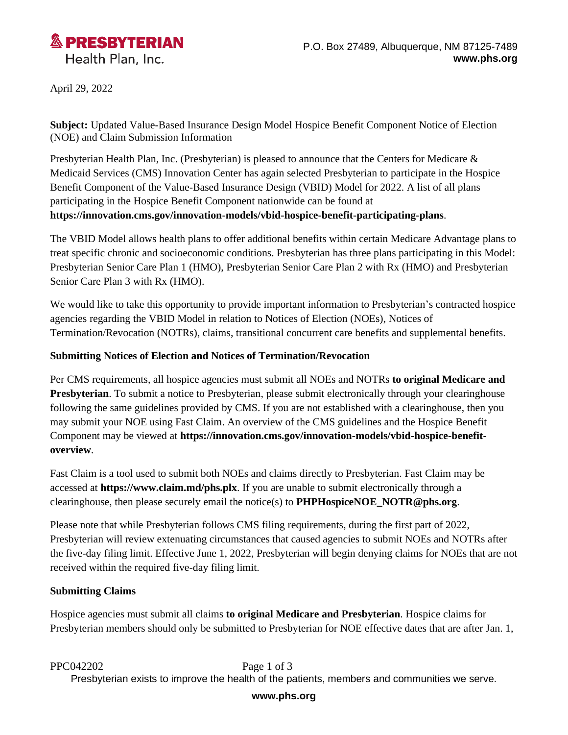**PRESBYTERIAN**
Health Plan, Inc.

P.O. Box 27489, Albuquerque, NM 87125-7489
**www.phs.org**

April 29, 2022

**Subject:** Updated Value-Based Insurance Design Model Hospice Benefit Component Notice of Election (NOE) and Claim Submission Information

Presbyterian Health Plan, Inc. (Presbyterian) is pleased to announce that the Centers for Medicare & Medicaid Services (CMS) Innovation Center has again selected Presbyterian to participate in the Hospice Benefit Component of the Value-Based Insurance Design (VBID) Model for 2022. A list of all plans participating in the Hospice Benefit Component nationwide can be found at **https://innovation.cms.gov/innovation-models/vbid-hospice-benefit-participating-plans**.

The VBID Model allows health plans to offer additional benefits within certain Medicare Advantage plans to treat specific chronic and socioeconomic conditions. Presbyterian has three plans participating in this Model: Presbyterian Senior Care Plan 1 (HMO), Presbyterian Senior Care Plan 2 with Rx (HMO) and Presbyterian Senior Care Plan 3 with Rx (HMO).

We would like to take this opportunity to provide important information to Presbyterian's contracted hospice agencies regarding the VBID Model in relation to Notices of Election (NOEs), Notices of Termination/Revocation (NOTRs), claims, transitional concurrent care benefits and supplemental benefits.

**Submitting Notices of Election and Notices of Termination/Revocation**

Per CMS requirements, all hospice agencies must submit all NOEs and NOTRs **to original Medicare and Presbyterian**. To submit a notice to Presbyterian, please submit electronically through your clearinghouse following the same guidelines provided by CMS. If you are not established with a clearinghouse, then you may submit your NOE using Fast Claim. An overview of the CMS guidelines and the Hospice Benefit Component may be viewed at **https://innovation.cms.gov/innovation-models/vbid-hospice-benefit-overview**.

Fast Claim is a tool used to submit both NOEs and claims directly to Presbyterian. Fast Claim may be accessed at **https://www.claim.md/phs.plx**. If you are unable to submit electronically through a clearinghouse, then please securely email the notice(s) to **PHPHospiceNOE_NOTR@phs.org**.

Please note that while Presbyterian follows CMS filing requirements, during the first part of 2022, Presbyterian will review extenuating circumstances that caused agencies to submit NOEs and NOTRs after the five-day filing limit. Effective June 1, 2022, Presbyterian will begin denying claims for NOEs that are not received within the required five-day filing limit.

**Submitting Claims**

Hospice agencies must submit all claims **to original Medicare and Presbyterian**. Hospice claims for Presbyterian members should only be submitted to Presbyterian for NOE effective dates that are after Jan. 1,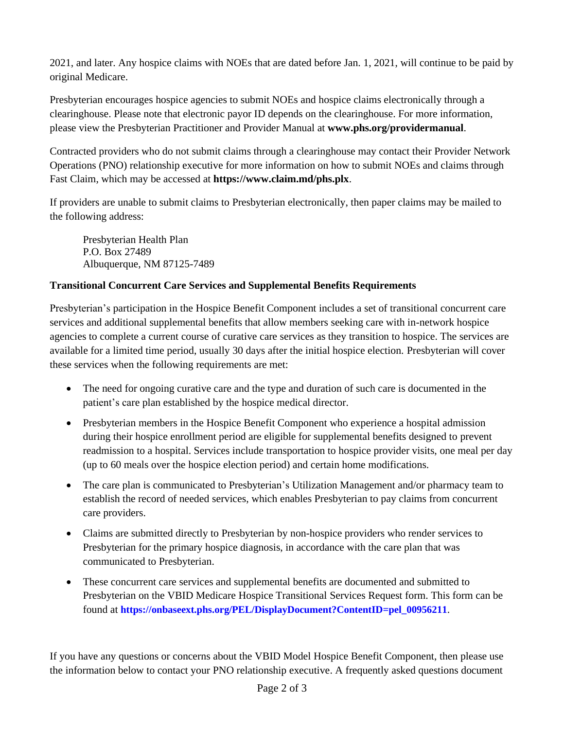2021, and later. Any hospice claims with NOEs that are dated before Jan. 1, 2021, will continue to be paid by original Medicare.

Presbyterian encourages hospice agencies to submit NOEs and hospice claims electronically through a clearinghouse. Please note that electronic payor ID depends on the clearinghouse. For more information, please view the Presbyterian Practitioner and Provider Manual at **www.phs.org/providermanual**.

Contracted providers who do not submit claims through a clearinghouse may contact their Provider Network Operations (PNO) relationship executive for more information on how to submit NOEs and claims through Fast Claim, which may be accessed at **https://www.claim.md/phs.plx**.

If providers are unable to submit claims to Presbyterian electronically, then paper claims may be mailed to the following address:

Presbyterian Health Plan
P.O. Box 27489
Albuquerque, NM 87125-7489

**Transitional Concurrent Care Services and Supplemental Benefits Requirements**

Presbyterian's participation in the Hospice Benefit Component includes a set of transitional concurrent care services and additional supplemental benefits that allow members seeking care with in-network hospice agencies to complete a current course of curative care services as they transition to hospice. The services are available for a limited time period, usually 30 days after the initial hospice election. Presbyterian will cover these services when the following requirements are met:

- The need for ongoing curative care and the type and duration of such care is documented in the patient's care plan established by the hospice medical director.
- Presbyterian members in the Hospice Benefit Component who experience a hospital admission during their hospice enrollment period are eligible for supplemental benefits designed to prevent readmission to a hospital. Services include transportation to hospice provider visits, one meal per day (up to 60 meals over the hospice election period) and certain home modifications.
- The care plan is communicated to Presbyterian's Utilization Management and/or pharmacy team to establish the record of needed services, which enables Presbyterian to pay claims from concurrent care providers.
- Claims are submitted directly to Presbyterian by non-hospice providers who render services to Presbyterian for the primary hospice diagnosis, in accordance with the care plan that was communicated to Presbyterian.
- These concurrent care services and supplemental benefits are documented and submitted to Presbyterian on the VBID Medicare Hospice Transitional Services Request form. This form can be found at **https://onbaseext.phs.org/PEL/DisplayDocument?ContentID=pel_00956211**.

If you have any questions or concerns about the VBID Model Hospice Benefit Component, then please use the information below to contact your PNO relationship executive. A frequently asked questions document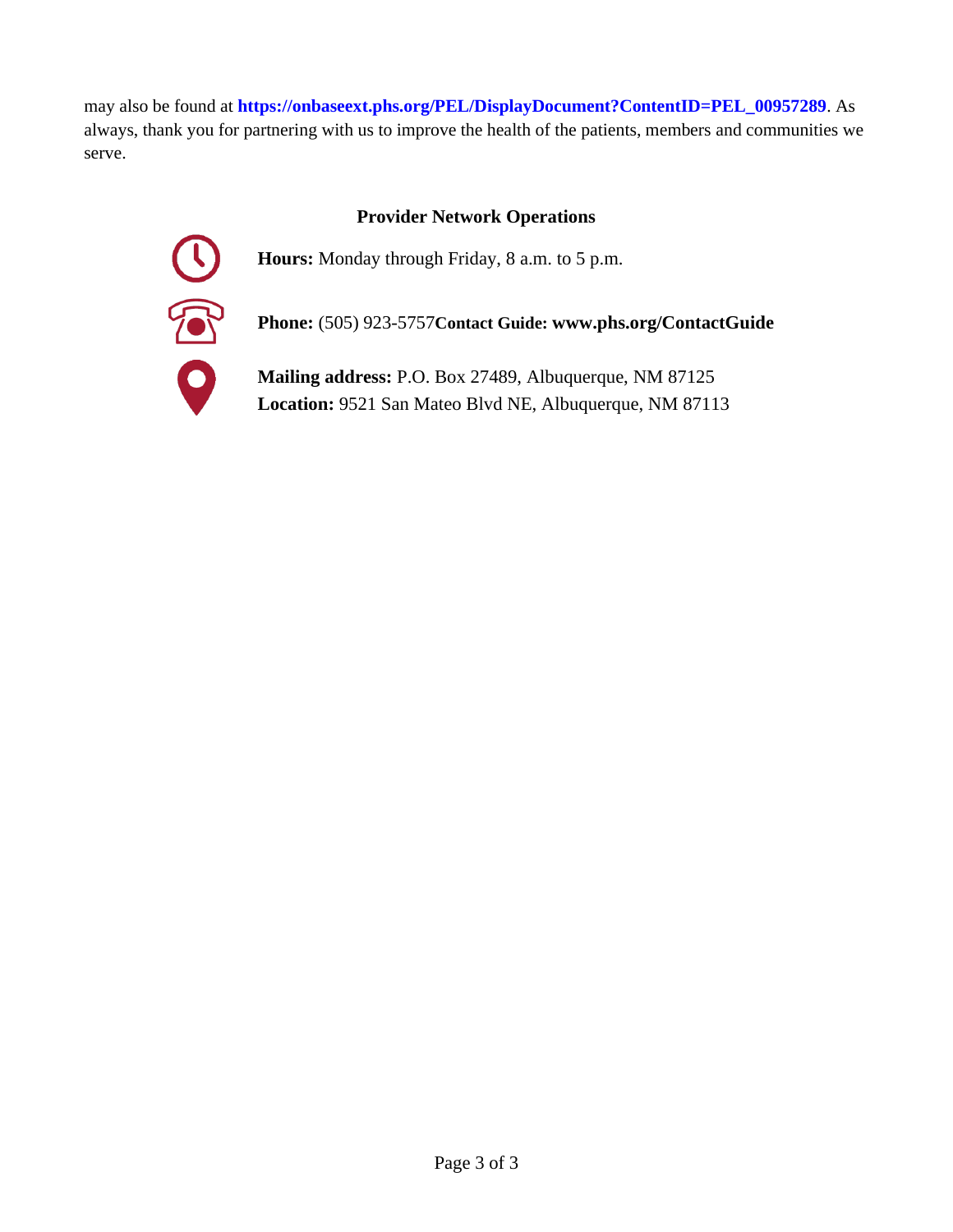may also be found at **https://onbaseext.phs.org/PEL/DisplayDocument?ContentID=PEL_00957289**. As always, thank you for partnering with us to improve the health of the patients, members and communities we serve.

**Provider Network Operations**

**Hours:** Monday through Friday, 8 a.m. to 5 p.m.

**Phone:** (505) 923-5757**Contact Guide: www.phs.org/ContactGuide**

**Mailing address:** P.O. Box 27489, Albuquerque, NM 87125
**Location:** 9521 San Mateo Blvd NE, Albuquerque, NM 87113